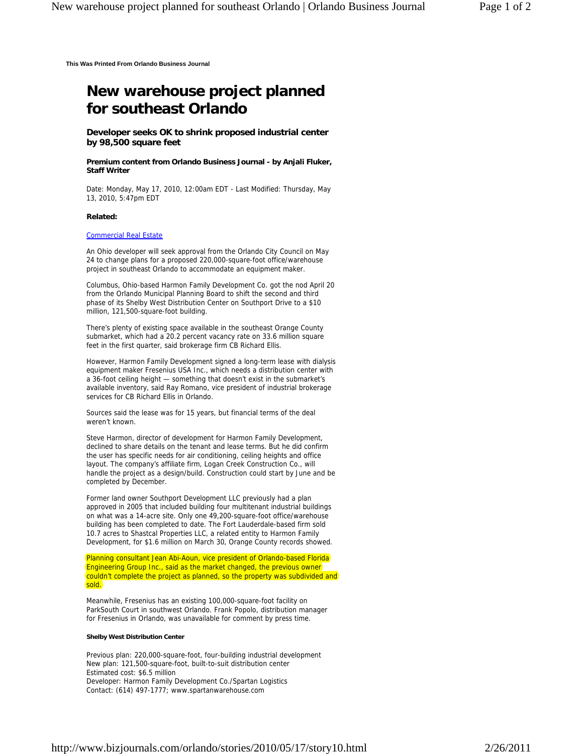This Was Printed From Orlando Business Journal

# New warehouse project planned for southeast Orlando

### Developer seeks OK to shrink proposed industrial center by 98,500 square feet

**Premium content from Orlando Business Journal - by Anjali Fluker, Staff Writer**

Date: Monday, May 17, 2010, 12:00am EDT - Last Modified: Thursday, May 13, 2010, 5:47pm EDT

**Related:**

Commercial Real Estate

An Ohio developer will seek approval from the Orlando City Council on May 24 to change plans for a proposed 220,000-square-foot office/warehouse project in southeast Orlando to accommodate an equipment maker.

Columbus, Ohio-based Harmon Family Development Co. got the nod April 20 from the Orlando Municipal Planning Board to shift the second and third phase of its Shelby West Distribution Center on Southport Drive to a $10 million, 121,500-square-foot building.

There's plenty of existing space available in the southeast Orange County submarket, which had a 20.2 percent vacancy rate on 33.6 million square feet in the first quarter, said brokerage firm CB Richard Ellis.

However, Harmon Family Development signed a long-term lease with dialysis equipment maker Fresenius USA Inc., which needs a distribution center with a 36-foot ceiling height — something that doesn't exist in the submarket's available inventory, said Ray Romano, vice president of industrial brokerage services for CB Richard Ellis in Orlando.

Sources said the lease was for 15 years, but financial terms of the deal weren't known.

Steve Harmon, director of development for Harmon Family Development, declined to share details on the tenant and lease terms. But he did confirm the user has specific needs for air conditioning, ceiling heights and office layout. The company's affiliate firm, Logan Creek Construction Co., will handle the project as a design/build. Construction could start by June and be completed by December.

Former land owner Southport Development LLC previously had a plan approved in 2005 that included building four multitenant industrial buildings on what was a 14-acre site. Only one 49,200-square-foot office/warehouse building has been completed to date. The Fort Lauderdale-based firm sold 10.7 acres to Shastcal Properties LLC, a related entity to Harmon Family Development, for $1.6 million on March 30, Orange County records showed.

Planning consultant Jean Abi-Aoun, vice president of Orlando-based Florida Engineering Group Inc., said as the market changed, the previous owner couldn't complete the project as planned, so the property was subdivided and sold.

Meanwhile, Fresenius has an existing 100,000-square-foot facility on ParkSouth Court in southwest Orlando. Frank Popolo, distribution manager for Fresenius in Orlando, was unavailable for comment by press time.

**Shelby West Distribution Center**

Previous plan: 220,000-square-foot, four-building industrial development
New plan: 121,500-square-foot, built-to-suit distribution center
Estimated cost: $6.5 million
Developer: Harmon Family Development Co./Spartan Logistics
Contact: (614) 497-1777; www.spartanwarehouse.com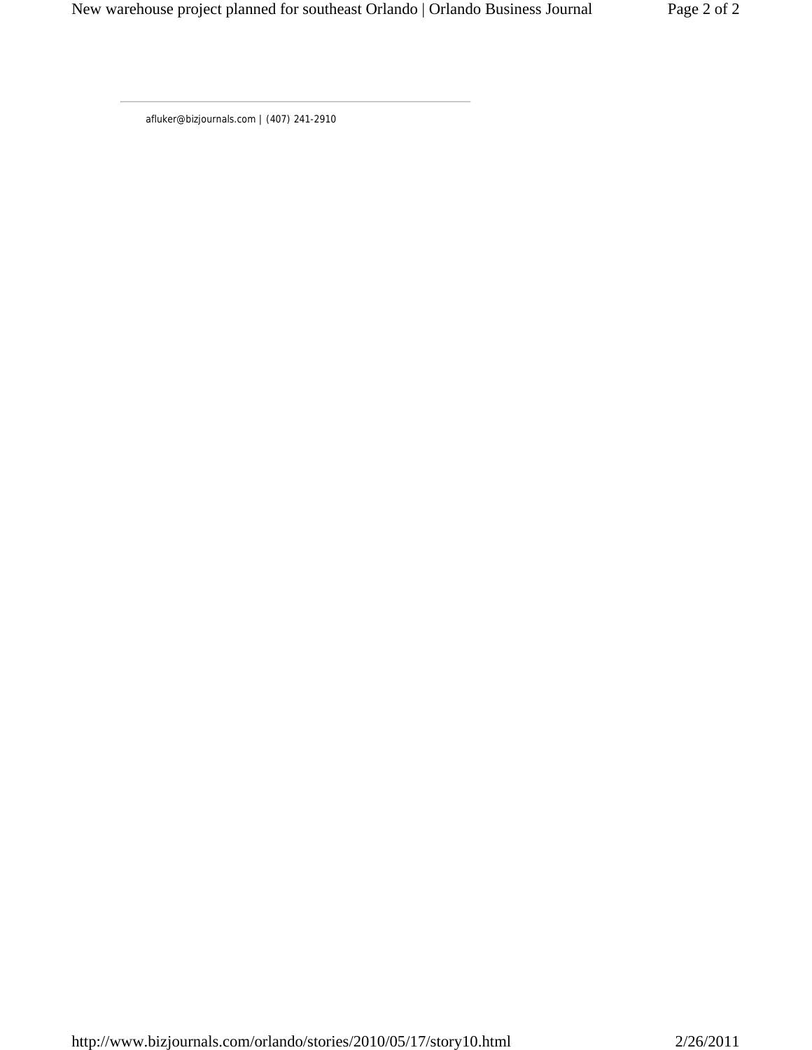---

afluker@bizjournals.com | (407) 241-2910